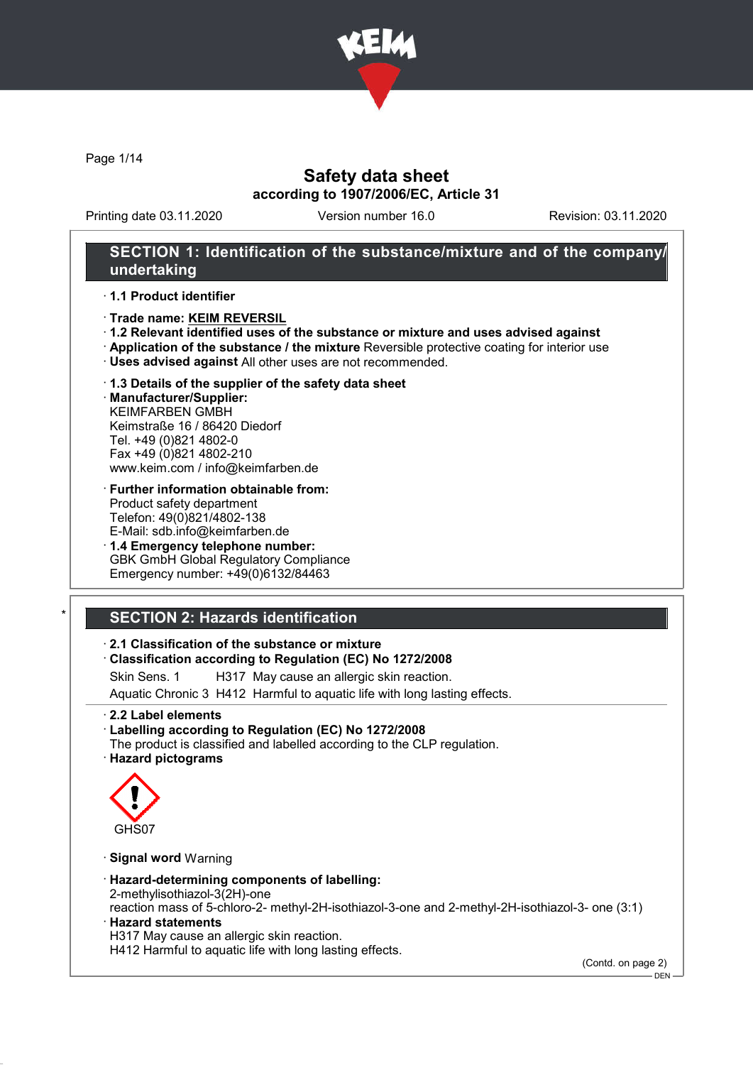# Safety data sheet

**according to 1907/2006/EC, Article 31**

Printing date 03.11.2020 Version number 16.0 Revision: 03.11.2020

## SECTION 1: Identification of the substance/mixture and of the company/undertaking

· **1.1 Product identifier**

· **Trade name: KEIM REVERSIL**

· **1.2 Relevant identified uses of the substance or mixture and uses advised against**

· **Application of the substance / the mixture** Reversible protective coating for interior use

· **Uses advised against** All other uses are not recommended.

· **1.3 Details of the supplier of the safety data sheet**

· **Manufacturer/Supplier:**
KEIMFARBEN GMBH
Keimstraße 16 / 86420 Diedorf
Tel. +49 (0)821 4802-0
Fax +49 (0)821 4802-210
www.keim.com / info@keimfarben.de

· **Further information obtainable from:**
Product safety department
Telefon: 49(0)821/4802-138
E-Mail: sdb.info@keimfarben.de

· **1.4 Emergency telephone number:**
GBK GmbH Global Regulatory Compliance
Emergency number: +49(0)6132/84463

## SECTION 2: Hazards identification

· **2.1 Classification of the substance or mixture**

· **Classification according to Regulation (EC) No 1272/2008**

| | | |
|---|---|---|
| Skin Sens. 1 | H317 | May cause an allergic skin reaction. |
| Aquatic Chronic 3 | H412 | Harmful to aquatic life with long lasting effects. |

· **2.2 Label elements**

· **Labelling according to Regulation (EC) No 1272/2008**
The product is classified and labelled according to the CLP regulation.

· **Hazard pictograms**

GHS07

· **Signal word** Warning

· **Hazard-determining components of labelling:**
2-methylisothiazol-3(2H)-one
reaction mass of 5-chloro-2- methyl-2H-isothiazol-3-one and 2-methyl-2H-isothiazol-3- one (3:1)

· **Hazard statements**
H317 May cause an allergic skin reaction.
H412 Harmful to aquatic life with long lasting effects.

(Contd. on page 2)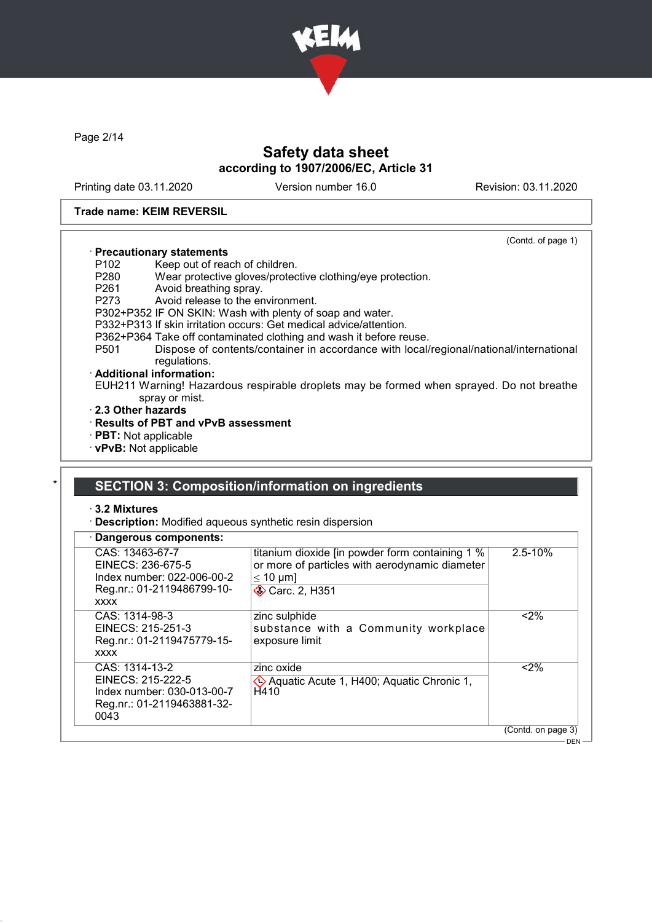(Contd. of page 1)

· **Precautionary statements**

P102 Keep out of reach of children.
P280 Wear protective gloves/protective clothing/eye protection.
P261 Avoid breathing spray.
P273 Avoid release to the environment.
P302+P352 IF ON SKIN: Wash with plenty of soap and water.
P332+P313 If skin irritation occurs: Get medical advice/attention.
P362+P364 Take off contaminated clothing and wash it before reuse.
P501 Dispose of contents/container in accordance with local/regional/national/international regulations.

· **Additional information:**

EUH211 Warning! Hazardous respirable droplets may be formed when sprayed. Do not breathe spray or mist.

· **2.3 Other hazards**

· **Results of PBT and vPvB assessment**

· **PBT:** Not applicable

· **vPvB:** Not applicable

## SECTION 3: Composition/information on ingredients

· **3.2 Mixtures**

· **Description:** Modified aqueous synthetic resin dispersion

· **Dangerous components:**

| | | |
|---|---|---|
| CAS: 13463-67-7<br>EINECS: 236-675-5<br>Index number: 022-006-00-2<br>Reg.nr.: 01-2119486799-10-xxxx | titanium dioxide [in powder form containing 1 % or more of particles with aerodynamic diameter ≤ 10 μm]<br>Carc. 2, H351 | 2.5-10% |
| CAS: 1314-98-3<br>EINECS: 215-251-3<br>Reg.nr.: 01-2119475779-15-xxxx | zinc sulphide<br>substance with a Community workplace exposure limit | <2% |
| CAS: 1314-13-2<br>EINECS: 215-222-5<br>Index number: 030-013-00-7<br>Reg.nr.: 01-2119463881-32-0043 | zinc oxide<br>Aquatic Acute 1, H400; Aquatic Chronic 1, H410 | <2% |

(Contd. on page 3)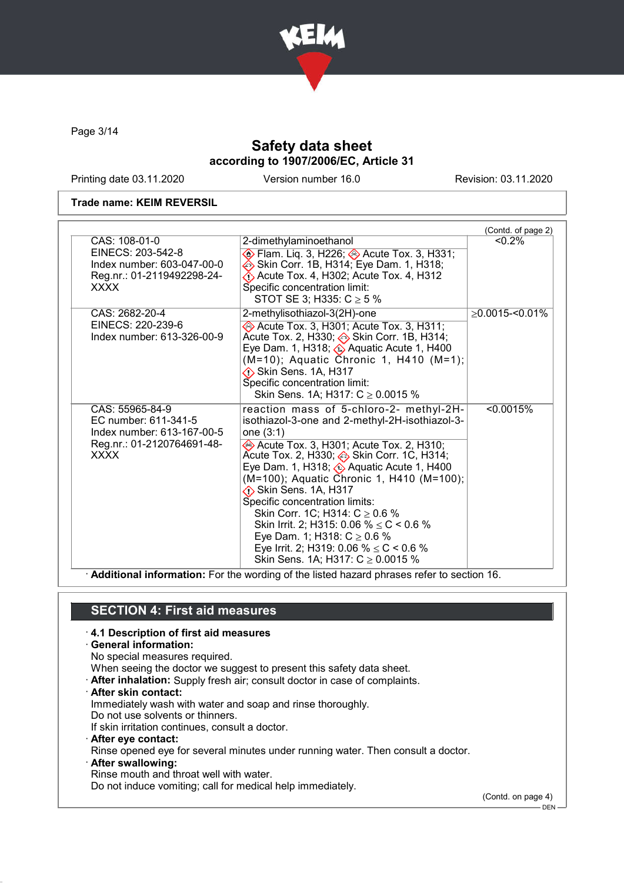Safety data sheet
according to 1907/2006/EC, Article 31

Printing date 03.11.2020 Version number 16.0 Revision: 03.11.2020

**Trade name: KEIM REVERSIL**

(Contd. of page 2)

| | | |
|---|---|---|
| CAS: 108-01-0<br>EINECS: 203-542-8<br>Index number: 603-047-00-0<br>Reg.nr.: 01-2119492298-24-XXXX | 2-dimethylaminoethanol<br>Flam. Liq. 3, H226; Acute Tox. 3, H331; Skin Corr. 1B, H314; Eye Dam. 1, H318; Acute Tox. 4, H302; Acute Tox. 4, H312<br>Specific concentration limit:<br>STOT SE 3; H335: C ≥ 5 % | <0.2% |
| CAS: 2682-20-4<br>EINECS: 220-239-6<br>Index number: 613-326-00-9 | 2-methylisothiazol-3(2H)-one<br>Acute Tox. 3, H301; Acute Tox. 3, H311; Acute Tox. 2, H330; Skin Corr. 1B, H314; Eye Dam. 1, H318; Aquatic Acute 1, H400 (M=10); Aquatic Chronic 1, H410 (M=1); Skin Sens. 1A, H317<br>Specific concentration limit:<br>Skin Sens. 1A; H317: C ≥ 0.0015 % | ≥0.0015-<0.01% |
| CAS: 55965-84-9<br>EC number: 611-341-5<br>Index number: 613-167-00-5<br>Reg.nr.: 01-2120764691-48-XXXX | reaction mass of 5-chloro-2- methyl-2H-isothiazol-3-one and 2-methyl-2H-isothiazol-3-one (3:1)<br>Acute Tox. 3, H301; Acute Tox. 2, H310; Acute Tox. 2, H330; Skin Corr. 1C, H314; Eye Dam. 1, H318; Aquatic Acute 1, H400 (M=100); Aquatic Chronic 1, H410 (M=100); Skin Sens. 1A, H317<br>Specific concentration limits:<br>Skin Corr. 1C; H314: C ≥ 0.6 %<br>Skin Irrit. 2; H315: 0.06 % ≤ C < 0.6 %<br>Eye Dam. 1; H318: C ≥ 0.6 %<br>Eye Irrit. 2; H319: 0.06 % ≤ C < 0.6 %<br>Skin Sens. 1A; H317: C ≥ 0.0015 % | <0.0015% |

· **Additional information:** For the wording of the listed hazard phrases refer to section 16.

## SECTION 4: First aid measures

· **4.1 Description of first aid measures**

· **General information:**
No special measures required.
When seeing the doctor we suggest to present this safety data sheet.

· **After inhalation:** Supply fresh air; consult doctor in case of complaints.

· **After skin contact:**
Immediately wash with water and soap and rinse thoroughly.
Do not use solvents or thinners.
If skin irritation continues, consult a doctor.

· **After eye contact:**
Rinse opened eye for several minutes under running water. Then consult a doctor.

· **After swallowing:**
Rinse mouth and throat well with water.
Do not induce vomiting; call for medical help immediately.

(Contd. on page 4)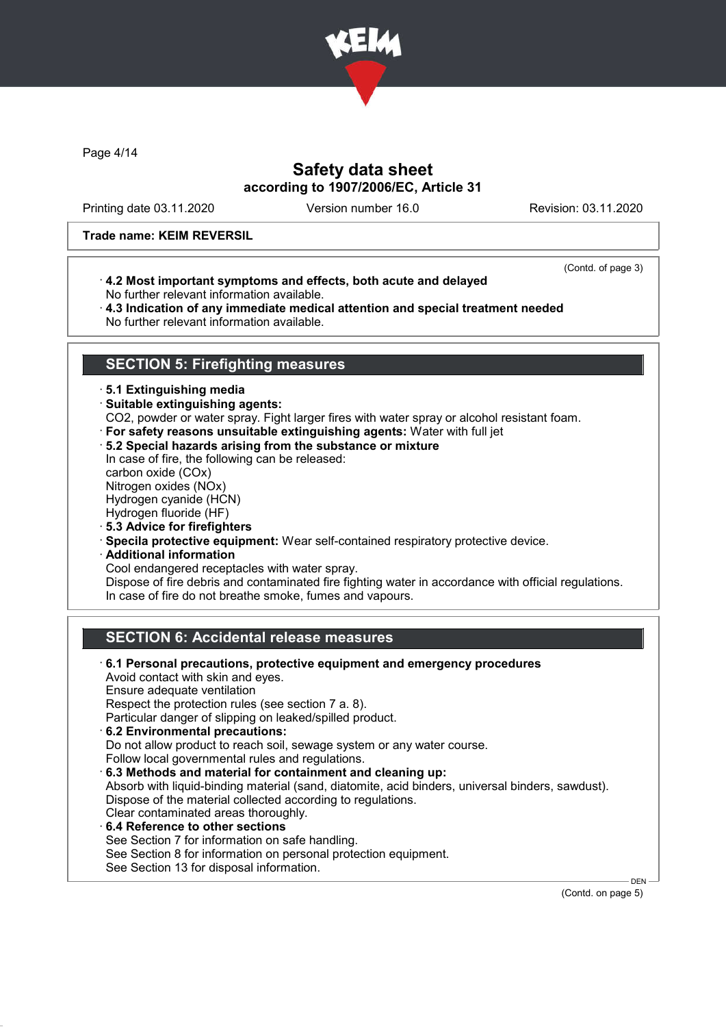Trade name: KEIM REVERSIL

(Contd. of page 3)

· **4.2 Most important symptoms and effects, both acute and delayed**
No further relevant information available.

· **4.3 Indication of any immediate medical attention and special treatment needed**
No further relevant information available.

## SECTION 5: Firefighting measures

· **5.1 Extinguishing media**

· **Suitable extinguishing agents:**
$CO_2$, powder or water spray. Fight larger fires with water spray or alcohol resistant foam.

· **For safety reasons unsuitable extinguishing agents:** Water with full jet

· **5.2 Special hazards arising from the substance or mixture**
In case of fire, the following can be released:
carbon oxide ($CO_x$)
Nitrogen oxides ($NO_x$)
Hydrogen cyanide (HCN)
Hydrogen fluoride (HF)

· **5.3 Advice for firefighters**

· **Specila protective equipment:** Wear self-contained respiratory protective device.

· **Additional information**
Cool endangered receptacles with water spray.
Dispose of fire debris and contaminated fire fighting water in accordance with official regulations.
In case of fire do not breathe smoke, fumes and vapours.

## SECTION 6: Accidental release measures

· **6.1 Personal precautions, protective equipment and emergency procedures**
Avoid contact with skin and eyes.
Ensure adequate ventilation
Respect the protection rules (see section 7 a. 8).
Particular danger of slipping on leaked/spilled product.

· **6.2 Environmental precautions:**
Do not allow product to reach soil, sewage system or any water course.
Follow local governmental rules and regulations.

· **6.3 Methods and material for containment and cleaning up:**
Absorb with liquid-binding material (sand, diatomite, acid binders, universal binders, sawdust).
Dispose of the material collected according to regulations.
Clear contaminated areas thoroughly.

· **6.4 Reference to other sections**
See Section 7 for information on safe handling.
See Section 8 for information on personal protection equipment.
See Section 13 for disposal information.

(Contd. on page 5)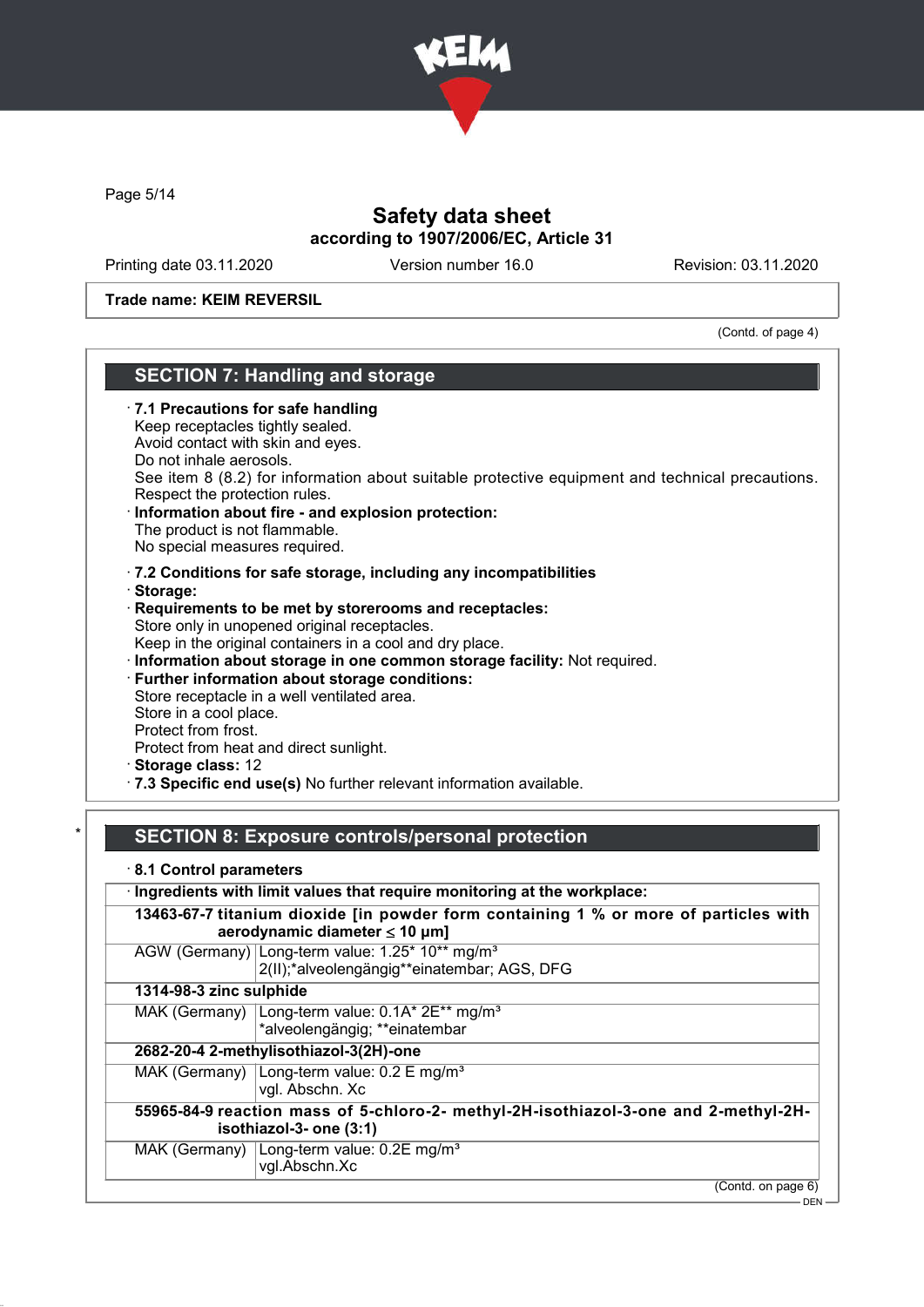**Trade name: KEIM REVERSIL**

(Contd. of page 4)

## SECTION 7: Handling and storage

· **7.1 Precautions for safe handling**
Keep receptacles tightly sealed.
Avoid contact with skin and eyes.
Do not inhale aerosols.
See item 8 (8.2) for information about suitable protective equipment and technical precautions.
Respect the protection rules.

· **Information about fire - and explosion protection:**
The product is not flammable.
No special measures required.

· **7.2 Conditions for safe storage, including any incompatibilities**

· **Storage:**

· **Requirements to be met by storerooms and receptacles:**
Store only in unopened original receptacles.
Keep in the original containers in a cool and dry place.

· **Information about storage in one common storage facility:** Not required.

· **Further information about storage conditions:**
Store receptacle in a well ventilated area.
Store in a cool place.
Protect from frost.
Protect from heat and direct sunlight.

· **Storage class:** 12

· **7.3 Specific end use(s)** No further relevant information available.

\*

## SECTION 8: Exposure controls/personal protection

· **8.1 Control parameters**

· **Ingredients with limit values that require monitoring at the workplace:**

| | |
|---|---|
| **13463-67-7 titanium dioxide [in powder form containing 1 % or more of particles with aerodynamic diameter ≤ 10 μm]** | |
| AGW (Germany) | Long-term value: 1.25* 10** mg/m³<br>2(II);*alveolengängig**einatembar; AGS, DFG |
| **1314-98-3 zinc sulphide** | |
| MAK (Germany) | Long-term value: 0.1A* 2E** mg/m³<br>*alveolengängig; **einatembar |
| **2682-20-4 2-methylisothiazol-3(2H)-one** | |
| MAK (Germany) | Long-term value: 0.2 E mg/m³<br>vgl. Abschn. Xc |
| **55965-84-9 reaction mass of 5-chloro-2- methyl-2H-isothiazol-3-one and 2-methyl-2H-isothiazol-3- one (3:1)** | |
| MAK (Germany) | Long-term value: 0.2E mg/m³<br>vgl.Abschn.Xc |

(Contd. on page 6)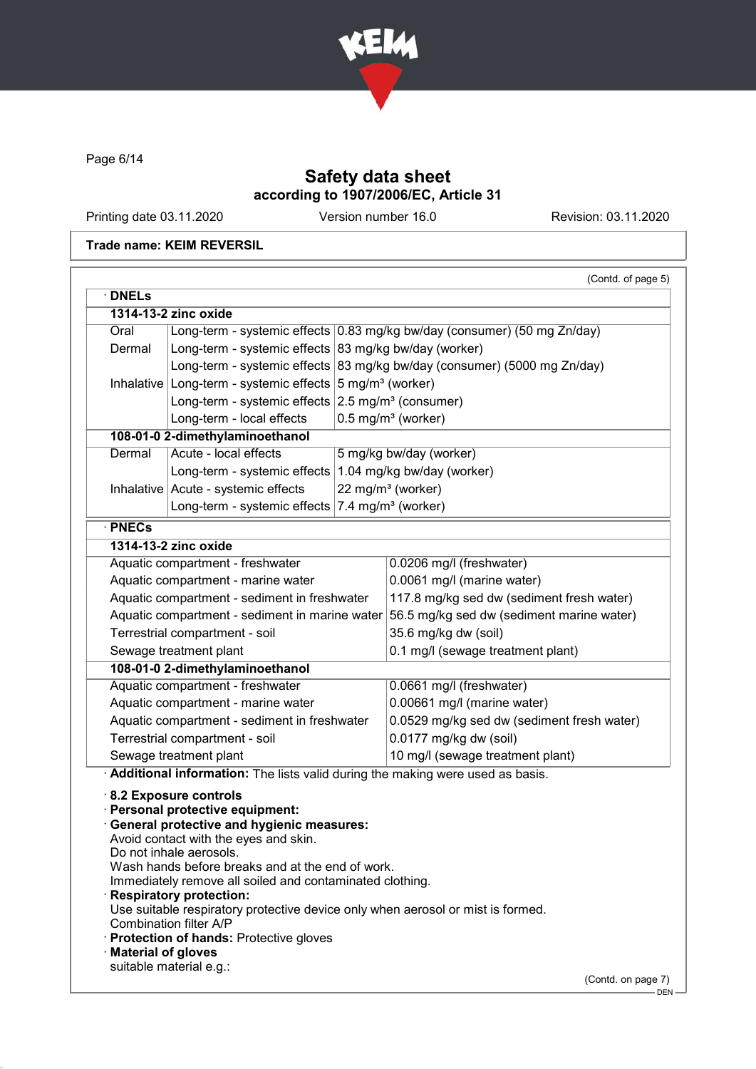# Safety data sheet
## according to 1907/2006/EC, Article 31

Printing date 03.11.2020 | Version number 16.0 | Revision: 03.11.2020

**Trade name: KEIM REVERSIL**

(Contd. of page 5)

· **DNELs**

| **1314-13-2 zinc oxide** | | |
|---|---|---|
| Oral | Long-term - systemic effects | 0.83 mg/kg bw/day (consumer) (50 mg Zn/day) |
| Dermal | Long-term - systemic effects | 83 mg/kg bw/day (worker) |
| | Long-term - systemic effects | 83 mg/kg bw/day (consumer) (5000 mg Zn/day) |
| Inhalative | Long-term - systemic effects | 5 mg/m³ (worker) |
| | Long-term - systemic effects | 2.5 mg/m³ (consumer) |
| | Long-term - local effects | 0.5 mg/m³ (worker) |
| **108-01-0 2-dimethylaminoethanol** | | |
| Dermal | Acute - local effects | 5 mg/kg bw/day (worker) |
| | Long-term - systemic effects | 1.04 mg/kg bw/day (worker) |
| Inhalative | Acute - systemic effects | 22 mg/m³ (worker) |
| | Long-term - systemic effects | 7.4 mg/m³ (worker) |

· **PNECs**

| **1314-13-2 zinc oxide** | |
|---|---|
| Aquatic compartment - freshwater | 0.0206 mg/l (freshwater) |
| Aquatic compartment - marine water | 0.0061 mg/l (marine water) |
| Aquatic compartment - sediment in freshwater | 117.8 mg/kg sed dw (sediment fresh water) |
| Aquatic compartment - sediment in marine water | 56.5 mg/kg sed dw (sediment marine water) |
| Terrestrial compartment - soil | 35.6 mg/kg dw (soil) |
| Sewage treatment plant | 0.1 mg/l (sewage treatment plant) |
| **108-01-0 2-dimethylaminoethanol** | |
| Aquatic compartment - freshwater | 0.0661 mg/l (freshwater) |
| Aquatic compartment - marine water | 0.00661 mg/l (marine water) |
| Aquatic compartment - sediment in freshwater | 0.0529 mg/kg sed dw (sediment fresh water) |
| Terrestrial compartment - soil | 0.0177 mg/kg dw (soil) |
| Sewage treatment plant | 10 mg/l (sewage treatment plant) |

· **Additional information:** The lists valid during the making were used as basis.

· **8.2 Exposure controls**
· **Personal protective equipment:**
· **General protective and hygienic measures:**
Avoid contact with the eyes and skin.
Do not inhale aerosols.
Wash hands before breaks and at the end of work.
Immediately remove all soiled and contaminated clothing.
· **Respiratory protection:**
Use suitable respiratory protective device only when aerosol or mist is formed.
Combination filter A/P
· **Protection of hands:** Protective gloves
· **Material of gloves**
suitable material e.g.:

(Contd. on page 7)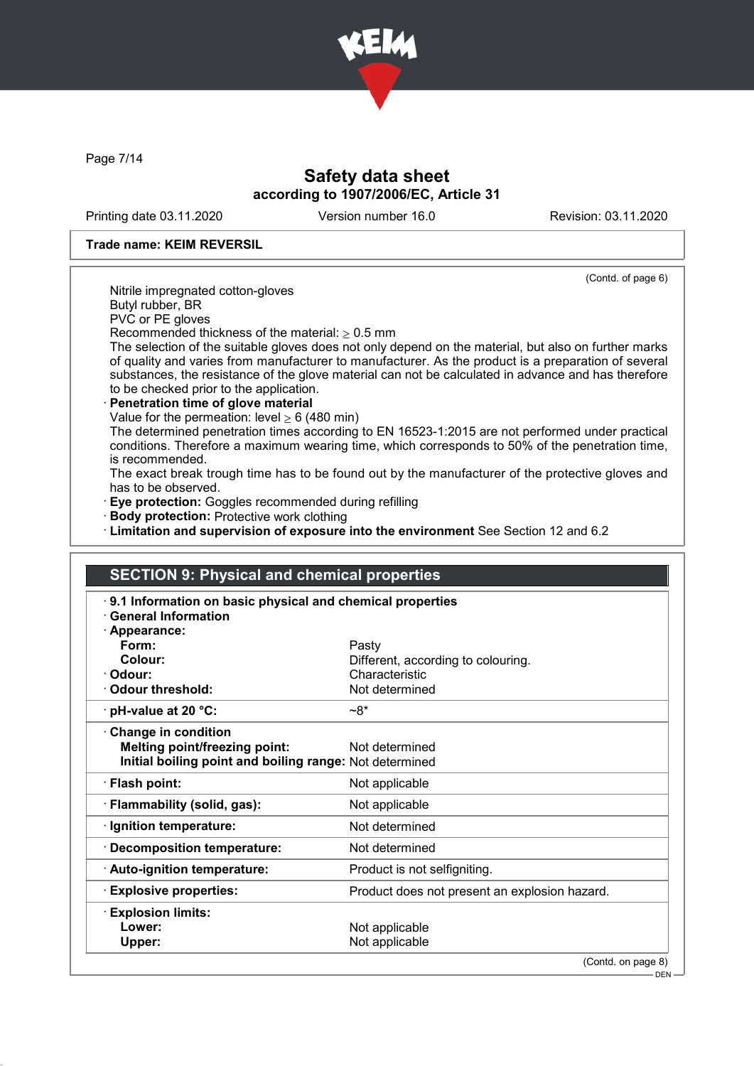**Safety data sheet**
**according to 1907/2006/EC, Article 31**

Printing date 03.11.2020 | Version number 16.0 | Revision: 03.11.2020

**Trade name: KEIM REVERSIL**

(Contd. of page 6)

Nitrile impregnated cotton-gloves
Butyl rubber, BR
PVC or PE gloves
Recommended thickness of the material: ≥ 0.5 mm
The selection of the suitable gloves does not only depend on the material, but also on further marks of quality and varies from manufacturer to manufacturer. As the product is a preparation of several substances, the resistance of the glove material can not be calculated in advance and has therefore to be checked prior to the application.

· **Penetration time of glove material**
Value for the permeation: level ≥ 6 (480 min)
The determined penetration times according to EN 16523-1:2015 are not performed under practical conditions. Therefore a maximum wearing time, which corresponds to 50% of the penetration time, is recommended.
The exact break trough time has to be found out by the manufacturer of the protective gloves and has to be observed.

· **Eye protection:** Goggles recommended during refilling
· **Body protection:** Protective work clothing
· **Limitation and supervision of exposure into the environment** See Section 12 and 6.2

## SECTION 9: Physical and chemical properties

· **9.1 Information on basic physical and chemical properties**
· **General Information**

| Property | Value |
|---|---|
| · **Appearance:** | |
| **Form:** | Pasty |
| **Colour:** | Different, according to colouring. |
| · **Odour:** | Characteristic |
| · **Odour threshold:** | Not determined |
| · **pH-value at 20 °C:** | ~8* |
| · **Change in condition** | |
| **Melting point/freezing point:** | Not determined |
| **Initial boiling point and boiling range:** | Not determined |
| · **Flash point:** | Not applicable |
| · **Flammability (solid, gas):** | Not applicable |
| · **Ignition temperature:** | Not determined |
| · **Decomposition temperature:** | Not determined |
| · **Auto-ignition temperature:** | Product is not selfigniting. |
| · **Explosive properties:** | Product does not present an explosion hazard. |
| · **Explosion limits:** | |
| **Lower:** | Not applicable |
| **Upper:** | Not applicable |

(Contd. on page 8)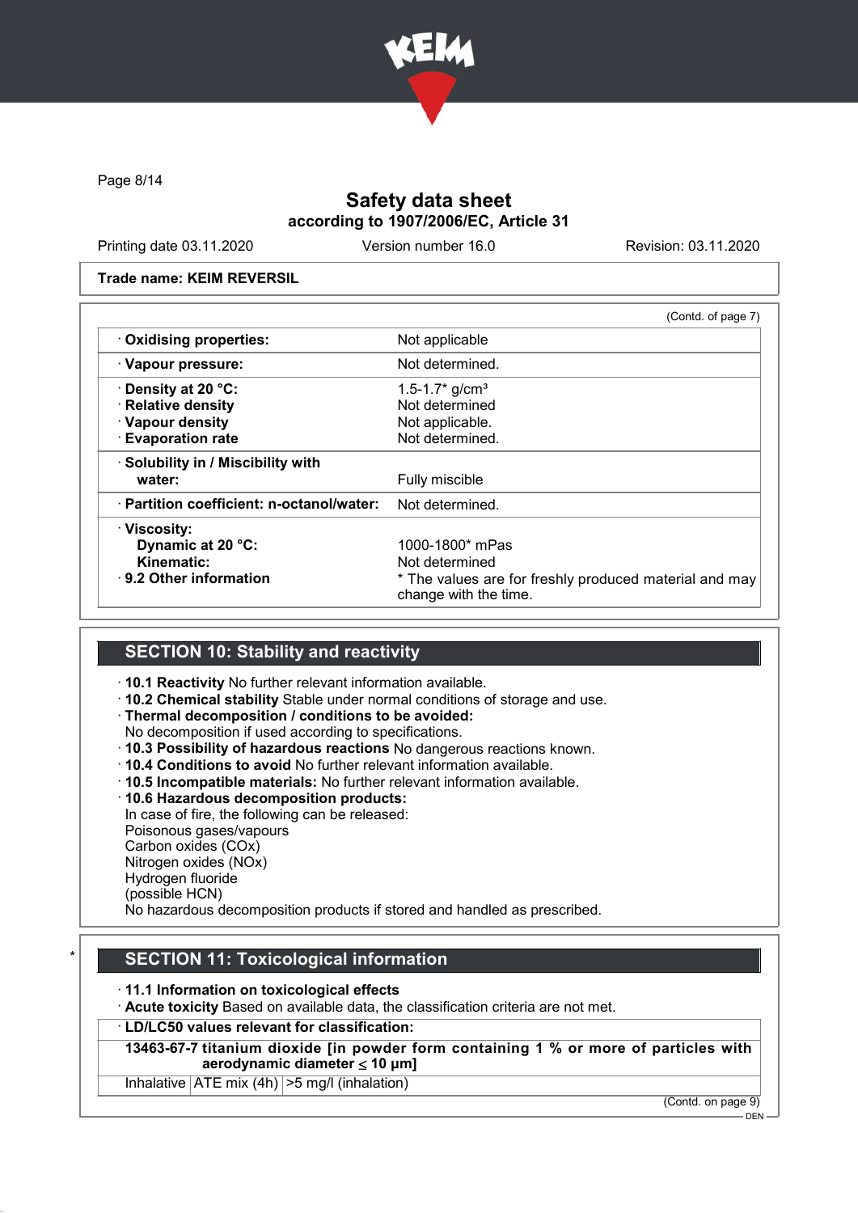Trade name: KEIM REVERSIL

(Contd. of page 7)

| | |
|---|---|
| · **Oxidising properties:** | Not applicable |
| · **Vapour pressure:** | Not determined. |
| · **Density at 20 °C:** | 1.5-1.7* g/cm³ |
| · **Relative density** | Not determined |
| · **Vapour density** | Not applicable. |
| · **Evaporation rate** | Not determined. |
| · **Solubility in / Miscibility with water:** | Fully miscible |
| · **Partition coefficient: n-octanol/water:** | Not determined. |
| · **Viscosity:** | |
| **Dynamic at 20 °C:** | 1000-1800* mPas |
| **Kinematic:** | Not determined |
| · **9.2 Other information** | * The values are for freshly produced material and may change with the time. |

## SECTION 10: Stability and reactivity

· **10.1 Reactivity** No further relevant information available.
· **10.2 Chemical stability** Stable under normal conditions of storage and use.
· **Thermal decomposition / conditions to be avoided:**
No decomposition if used according to specifications.
· **10.3 Possibility of hazardous reactions** No dangerous reactions known.
· **10.4 Conditions to avoid** No further relevant information available.
· **10.5 Incompatible materials:** No further relevant information available.
· **10.6 Hazardous decomposition products:**
In case of fire, the following can be released:
Poisonous gases/vapours
Carbon oxides (COx)
Nitrogen oxides (NOx)
Hydrogen fluoride
(possible HCN)
No hazardous decomposition products if stored and handled as prescribed.

## SECTION 11: Toxicological information

· **11.1 Information on toxicological effects**
· **Acute toxicity** Based on available data, the classification criteria are not met.

· **LD/LC50 values relevant for classification:**

| | | |
|---|---|---|
| **13463-67-7 titanium dioxide [in powder form containing 1 % or more of particles with aerodynamic diameter ≤ 10 μm]** | | |
| Inhalative | ATE mix (4h) | >5 mg/l (inhalation) |

(Contd. on page 9)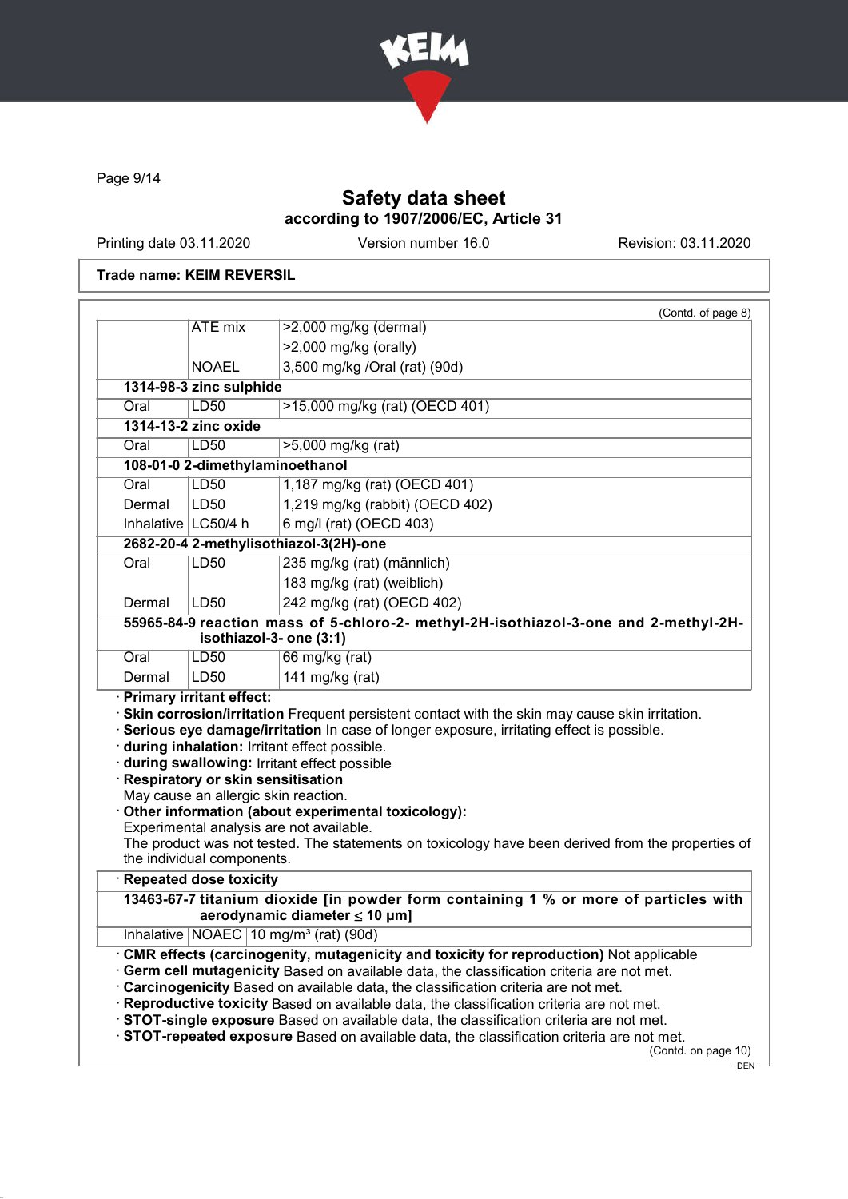Safety data sheet
according to 1907/2006/EC, Article 31

Printing date 03.11.2020 | Version number 16.0 | Revision: 03.11.2020

**Trade name: KEIM REVERSIL**

(Contd. of page 8)

| | | |
|---|---|---|
| | ATE mix | >2,000 mg/kg (dermal) |
| | | >2,000 mg/kg (orally) |
| | NOAEL | 3,500 mg/kg /Oral (rat) (90d) |
| **1314-98-3 zinc sulphide** | | |
| Oral | LD50 | >15,000 mg/kg (rat) (OECD 401) |
| **1314-13-2 zinc oxide** | | |
| Oral | LD50 | >5,000 mg/kg (rat) |
| **108-01-0 2-dimethylaminoethanol** | | |
| Oral | LD50 | 1,187 mg/kg (rat) (OECD 401) |
| Dermal | LD50 | 1,219 mg/kg (rabbit) (OECD 402) |
| Inhalative | LC50/4 h | 6 mg/l (rat) (OECD 403) |
| **2682-20-4 2-methylisothiazol-3(2H)-one** | | |
| Oral | LD50 | 235 mg/kg (rat) (männlich) |
| | | 183 mg/kg (rat) (weiblich) |
| Dermal | LD50 | 242 mg/kg (rat) (OECD 402) |
| **55965-84-9 reaction mass of 5-chloro-2- methyl-2H-isothiazol-3-one and 2-methyl-2H-isothiazol-3- one (3:1)** | | |
| Oral | LD50 | 66 mg/kg (rat) |
| Dermal | LD50 | 141 mg/kg (rat) |

· **Primary irritant effect:**
· **Skin corrosion/irritation** Frequent persistent contact with the skin may cause skin irritation.
· **Serious eye damage/irritation** In case of longer exposure, irritating effect is possible.
· **during inhalation:** Irritant effect possible.
· **during swallowing:** Irritant effect possible
· **Respiratory or skin sensitisation**
May cause an allergic skin reaction.
· **Other information (about experimental toxicology):**
Experimental analysis are not available.
The product was not tested. The statements on toxicology have been derived from the properties of the individual components.

| · **Repeated dose toxicity** | | |
|---|---|---|
| **13463-67-7 titanium dioxide [in powder form containing 1 % or more of particles with aerodynamic diameter ≤ 10 μm]** | | |
| Inhalative | NOAEC | 10 mg/m³ (rat) (90d) |

· **CMR effects (carcinogenity, mutagenicity and toxicity for reproduction)** Not applicable
· **Germ cell mutagenicity** Based on available data, the classification criteria are not met.
· **Carcinogenicity** Based on available data, the classification criteria are not met.
· **Reproductive toxicity** Based on available data, the classification criteria are not met.
· **STOT-single exposure** Based on available data, the classification criteria are not met.
· **STOT-repeated exposure** Based on available data, the classification criteria are not met.

(Contd. on page 10)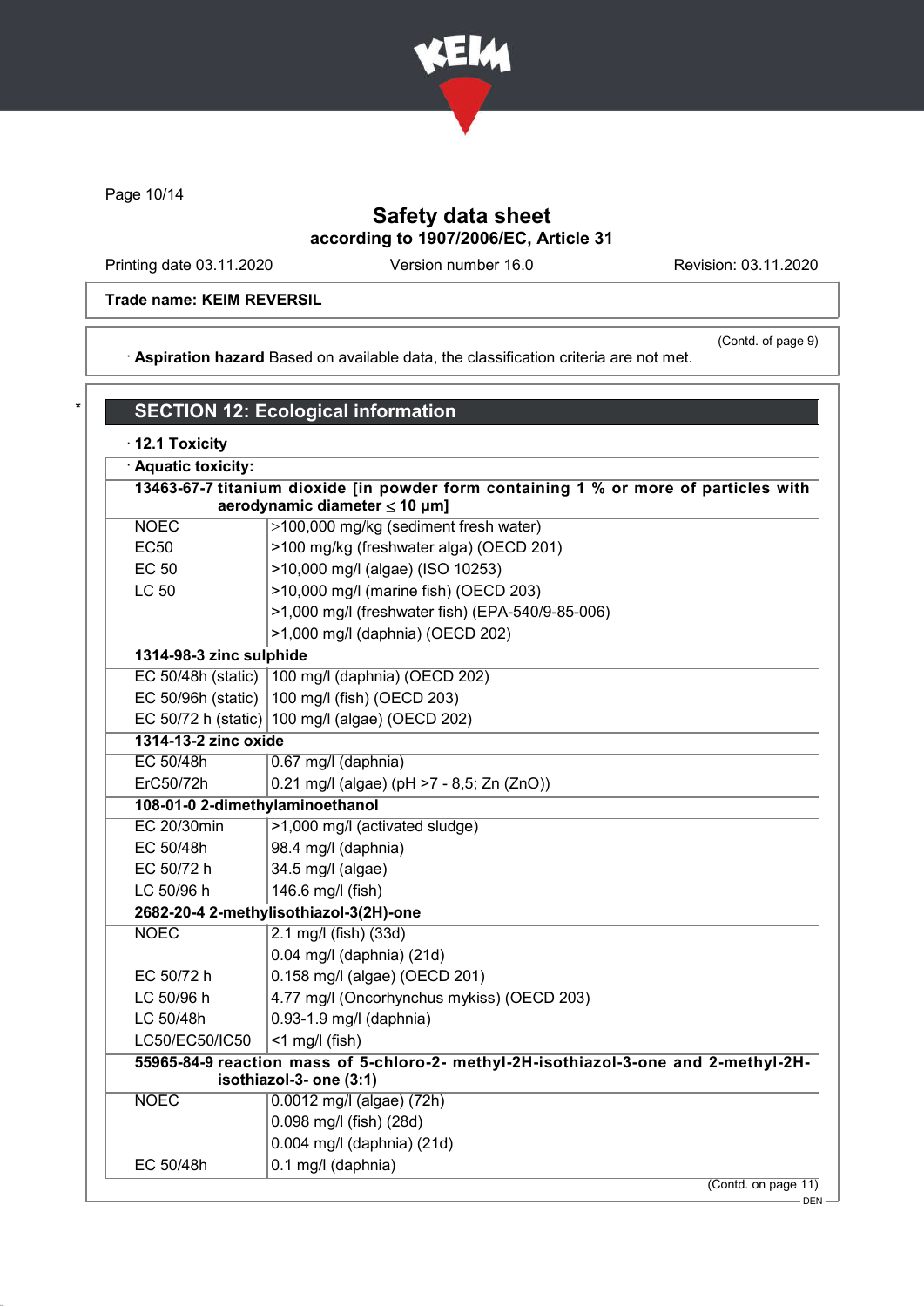Trade name: KEIM REVERSIL

(Contd. of page 9)

· **Aspiration hazard** Based on available data, the classification criteria are not met.

## SECTION 12: Ecological information

· **12.1 Toxicity**

· **Aquatic toxicity:**

| | |
|---|---|
| **13463-67-7 titanium dioxide [in powder form containing 1 % or more of particles with aerodynamic diameter ≤ 10 μm]** | |
| NOEC | ≥100,000 mg/kg (sediment fresh water) |
| EC50 | >100 mg/kg (freshwater alga) (OECD 201) |
| EC 50 | >10,000 mg/l (algae) (ISO 10253) |
| LC 50 | >10,000 mg/l (marine fish) (OECD 203) |
| | >1,000 mg/l (freshwater fish) (EPA-540/9-85-006) |
| | >1,000 mg/l (daphnia) (OECD 202) |
| **1314-98-3 zinc sulphide** | |
| EC 50/48h (static) | 100 mg/l (daphnia) (OECD 202) |
| EC 50/96h (static) | 100 mg/l (fish) (OECD 203) |
| EC 50/72 h (static) | 100 mg/l (algae) (OECD 202) |
| **1314-13-2 zinc oxide** | |
| EC 50/48h | 0.67 mg/l (daphnia) |
| ErC50/72h | 0.21 mg/l (algae) (pH >7 - 8,5; Zn (ZnO)) |
| **108-01-0 2-dimethylaminoethanol** | |
| EC 20/30min | >1,000 mg/l (activated sludge) |
| EC 50/48h | 98.4 mg/l (daphnia) |
| EC 50/72 h | 34.5 mg/l (algae) |
| LC 50/96 h | 146.6 mg/l (fish) |
| **2682-20-4 2-methylisothiazol-3(2H)-one** | |
| NOEC | 2.1 mg/l (fish) (33d) |
| | 0.04 mg/l (daphnia) (21d) |
| EC 50/72 h | 0.158 mg/l (algae) (OECD 201) |
| LC 50/96 h | 4.77 mg/l (Oncorhynchus mykiss) (OECD 203) |
| LC 50/48h | 0.93-1.9 mg/l (daphnia) |
| LC50/EC50/IC50 | <1 mg/l (fish) |
| **55965-84-9 reaction mass of 5-chloro-2- methyl-2H-isothiazol-3-one and 2-methyl-2H-isothiazol-3- one (3:1)** | |
| NOEC | 0.0012 mg/l (algae) (72h) |
| | 0.098 mg/l (fish) (28d) |
| | 0.004 mg/l (daphnia) (21d) |
| EC 50/48h | 0.1 mg/l (daphnia) |

(Contd. on page 11)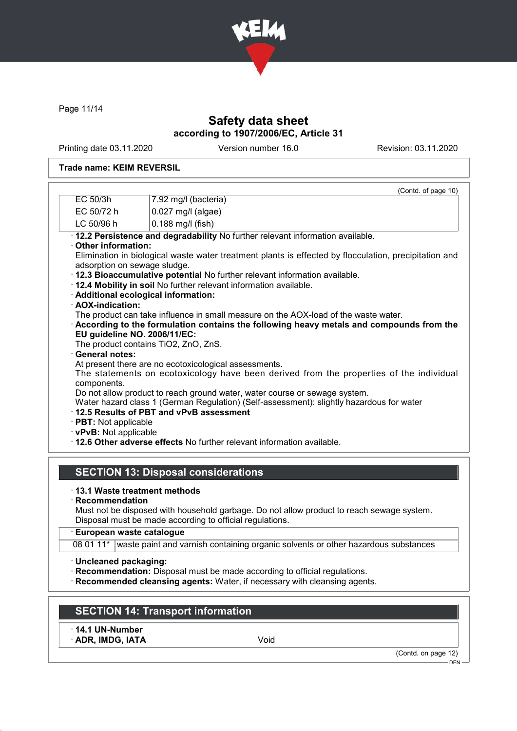Trade name: KEIM REVERSIL

(Contd. of page 10)

| | |
|---|---|
| EC 50/3h | 7.92 mg/l (bacteria) |
| EC 50/72 h | 0.027 mg/l (algae) |
| LC 50/96 h | 0.188 mg/l (fish) |

· **12.2 Persistence and degradability** No further relevant information available.
· **Other information:**
Elimination in biological waste water treatment plants is effected by flocculation, precipitation and adsorption on sewage sludge.
· **12.3 Bioaccumulative potential** No further relevant information available.
· **12.4 Mobility in soil** No further relevant information available.
· **Additional ecological information:**
· **AOX-indication:**
The product can take influence in small measure on the AOX-load of the waste water.
· **According to the formulation contains the following heavy metals and compounds from the EU guideline NO. 2006/11/EC:**
The product contains $TiO_2$, ZnO, ZnS.
· **General notes:**
At present there are no ecotoxicological assessments.
The statements on ecotoxicology have been derived from the properties of the individual components.
Do not allow product to reach ground water, water course or sewage system.
Water hazard class 1 (German Regulation) (Self-assessment): slightly hazardous for water
· **12.5 Results of PBT and vPvB assessment**
· **PBT:** Not applicable
· **vPvB:** Not applicable
· **12.6 Other adverse effects** No further relevant information available.

## SECTION 13: Disposal considerations

· **13.1 Waste treatment methods**
· **Recommendation**
Must not be disposed with household garbage. Do not allow product to reach sewage system.
Disposal must be made according to official regulations.

| · European waste catalogue | |
|---|---|
| 08 01 11* | waste paint and varnish containing organic solvents or other hazardous substances |

· **Uncleaned packaging:**
· **Recommendation:** Disposal must be made according to official regulations.
· **Recommended cleansing agents:** Water, if necessary with cleansing agents.

## SECTION 14: Transport information

| · 14.1 UN-Number | |
|---|---|
| · ADR, IMDG, IATA | Void |

(Contd. on page 12)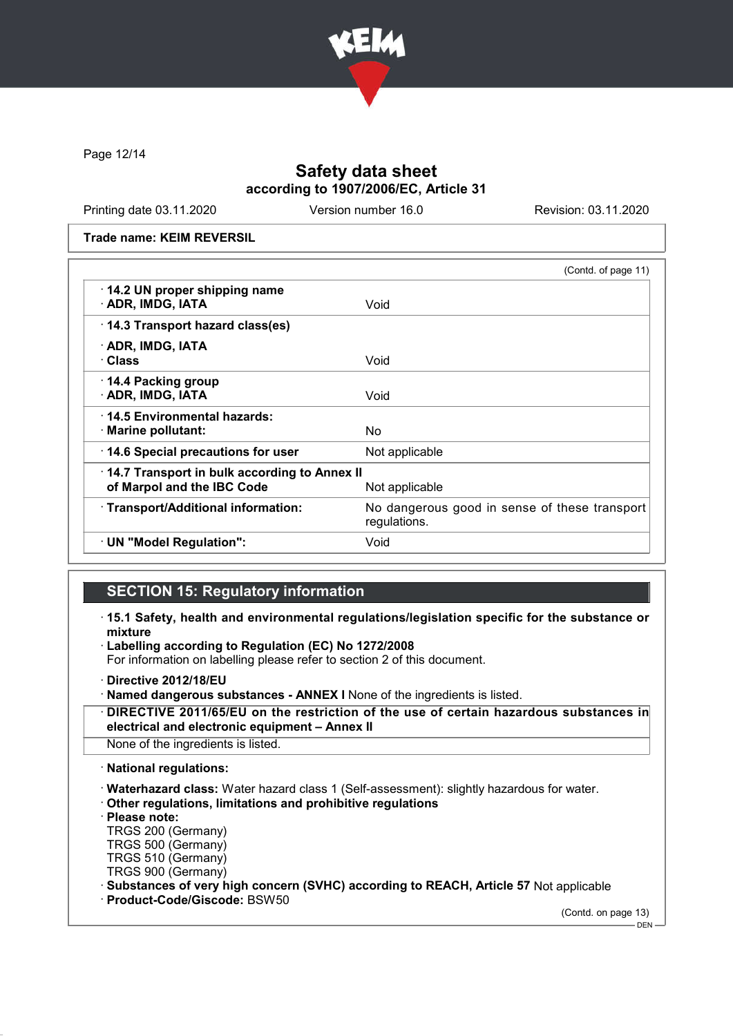Trade name: KEIM REVERSIL

(Contd. of page 11)

| | |
|---|---|
| **14.2 UN proper shipping name** | |
| **ADR, IMDG, IATA** | Void |
| **14.3 Transport hazard class(es)** | |
| **ADR, IMDG, IATA** | |
| **Class** | Void |
| **14.4 Packing group** | |
| **ADR, IMDG, IATA** | Void |
| **14.5 Environmental hazards:** | |
| **Marine pollutant:** | No |
| **14.6 Special precautions for user** | Not applicable |
| **14.7 Transport in bulk according to Annex II of Marpol and the IBC Code** | Not applicable |
| **Transport/Additional information:** | No dangerous good in sense of these transport regulations. |
| **UN "Model Regulation":** | Void |

## SECTION 15: Regulatory information

- **15.1 Safety, health and environmental regulations/legislation specific for the substance or mixture**
- **Labelling according to Regulation (EC) No 1272/2008**
  For information on labelling please refer to section 2 of this document.
- **Directive 2012/18/EU**
- **Named dangerous substances - ANNEX I** None of the ingredients is listed.
- **DIRECTIVE 2011/65/EU on the restriction of the use of certain hazardous substances in electrical and electronic equipment – Annex II**
  None of the ingredients is listed.
- **National regulations:**
- **Waterhazard class:** Water hazard class 1 (Self-assessment): slightly hazardous for water.
- **Other regulations, limitations and prohibitive regulations**
- **Please note:**
  TRGS 200 (Germany)
  TRGS 500 (Germany)
  TRGS 510 (Germany)
  TRGS 900 (Germany)
- **Substances of very high concern (SVHC) according to REACH, Article 57** Not applicable
- **Product-Code/Giscode:** BSW50

(Contd. on page 13)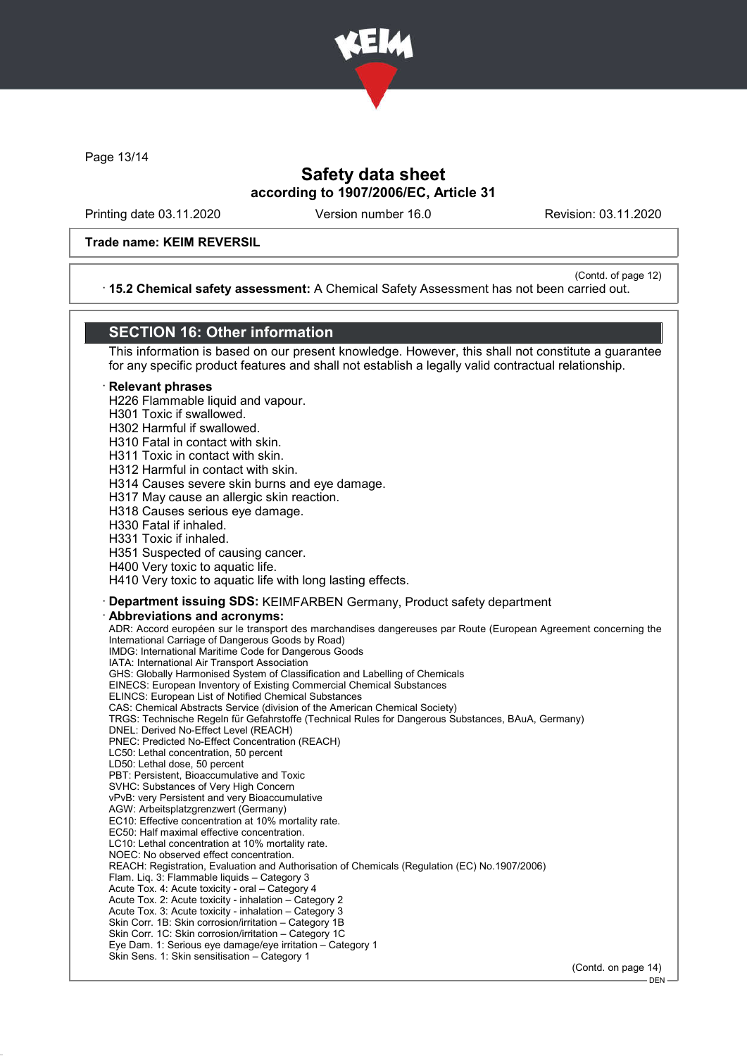Trade name: KEIM REVERSIL

(Contd. of page 12)

· **15.2 Chemical safety assessment:** A Chemical Safety Assessment has not been carried out.

## SECTION 16: Other information

This information is based on our present knowledge. However, this shall not constitute a guarantee for any specific product features and shall not establish a legally valid contractual relationship.

· **Relevant phrases**

H226 Flammable liquid and vapour.
H301 Toxic if swallowed.
H302 Harmful if swallowed.
H310 Fatal in contact with skin.
H311 Toxic in contact with skin.
H312 Harmful in contact with skin.
H314 Causes severe skin burns and eye damage.
H317 May cause an allergic skin reaction.
H318 Causes serious eye damage.
H330 Fatal if inhaled.
H331 Toxic if inhaled.
H351 Suspected of causing cancer.
H400 Very toxic to aquatic life.
H410 Very toxic to aquatic life with long lasting effects.

· **Department issuing SDS:** KEIMFARBEN Germany, Product safety department

· **Abbreviations and acronyms:**

ADR: Accord européen sur le transport des marchandises dangereuses par Route (European Agreement concerning the International Carriage of Dangerous Goods by Road)
IMDG: International Maritime Code for Dangerous Goods
IATA: International Air Transport Association
GHS: Globally Harmonised System of Classification and Labelling of Chemicals
EINECS: European Inventory of Existing Commercial Chemical Substances
ELINCS: European List of Notified Chemical Substances
CAS: Chemical Abstracts Service (division of the American Chemical Society)
TRGS: Technische Regeln für Gefahrstoffe (Technical Rules for Dangerous Substances, BAuA, Germany)
DNEL: Derived No-Effect Level (REACH)
PNEC: Predicted No-Effect Concentration (REACH)
LC50: Lethal concentration, 50 percent
LD50: Lethal dose, 50 percent
PBT: Persistent, Bioaccumulative and Toxic
SVHC: Substances of Very High Concern
vPvB: very Persistent and very Bioaccumulative
AGW: Arbeitsplatzgrenzwert (Germany)
EC10: Effective concentration at 10% mortality rate.
EC50: Half maximal effective concentration.
LC10: Lethal concentration at 10% mortality rate.
NOEC: No observed effect concentration.
REACH: Registration, Evaluation and Authorisation of Chemicals (Regulation (EC) No.1907/2006)
Flam. Liq. 3: Flammable liquids – Category 3
Acute Tox. 4: Acute toxicity - oral – Category 4
Acute Tox. 2: Acute toxicity - inhalation – Category 2
Acute Tox. 3: Acute toxicity - inhalation – Category 3
Skin Corr. 1B: Skin corrosion/irritation – Category 1B
Skin Corr. 1C: Skin corrosion/irritation – Category 1C
Eye Dam. 1: Serious eye damage/eye irritation – Category 1
Skin Sens. 1: Skin sensitisation – Category 1

(Contd. on page 14)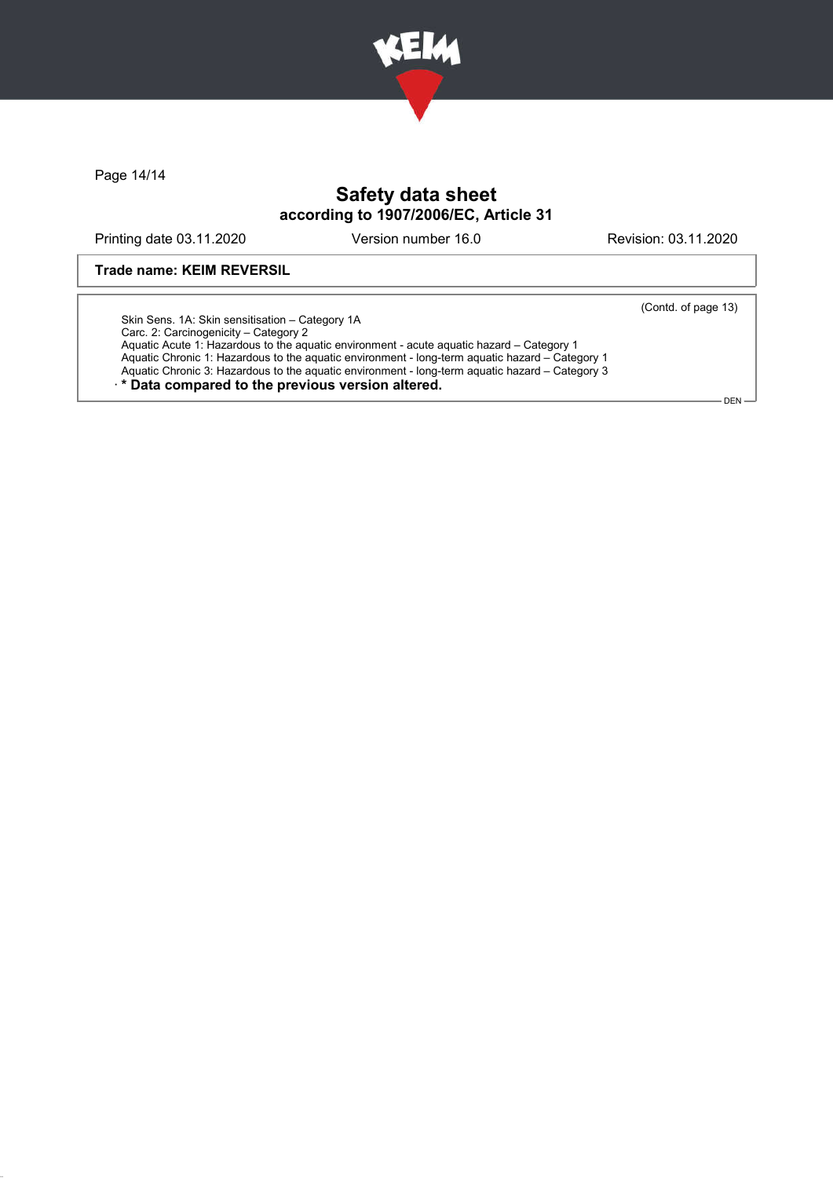Skin Sens. 1A: Skin sensitisation – Category 1A
Carc. 2: Carcinogenicity – Category 2
Aquatic Acute 1: Hazardous to the aquatic environment - acute aquatic hazard – Category 1
Aquatic Chronic 1: Hazardous to the aquatic environment - long-term aquatic hazard – Category 1
Aquatic Chronic 3: Hazardous to the aquatic environment - long-term aquatic hazard – Category 3

· **\* Data compared to the previous version altered.**